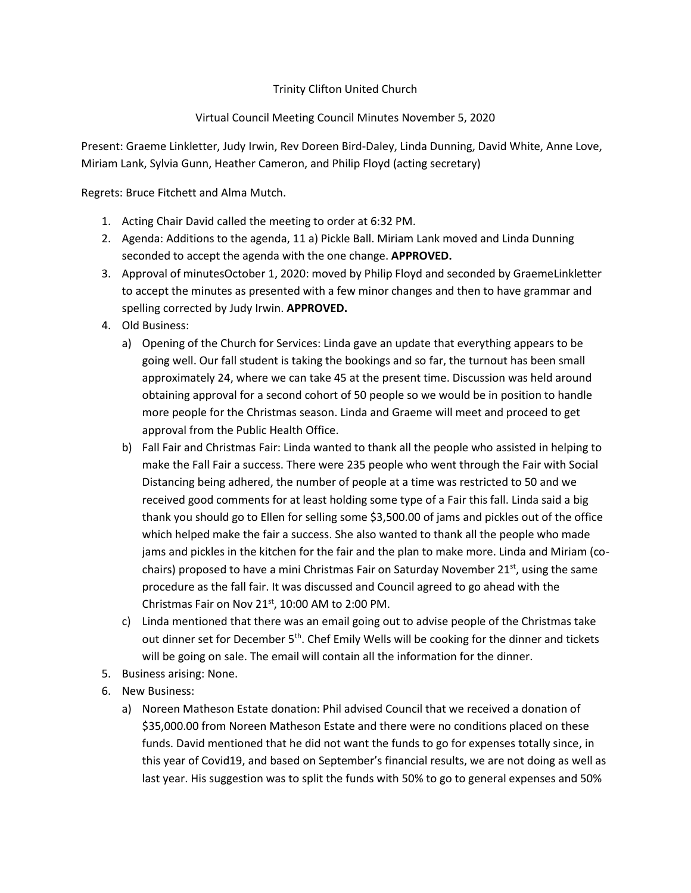Trinity Clifton United Church

Virtual Council Meeting Council Minutes November 5, 2020

Present: Graeme Linkletter, Judy Irwin, Rev Doreen Bird-Daley, Linda Dunning, David White, Anne Love, Miriam Lank, Sylvia Gunn, Heather Cameron, and Philip Floyd (acting secretary)

Regrets: Bruce Fitchett and Alma Mutch.

1. Acting Chair David called the meeting to order at 6:32 PM.
2. Agenda: Additions to the agenda, 11 a) Pickle Ball. Miriam Lank moved and Linda Dunning seconded to accept the agenda with the one change. **APPROVED.**
3. Approval of minutesOctober 1, 2020: moved by Philip Floyd and seconded by GraemeLinkletter to accept the minutes as presented with a few minor changes and then to have grammar and spelling corrected by Judy Irwin. **APPROVED.**
4. Old Business:
   a) Opening of the Church for Services: Linda gave an update that everything appears to be going well. Our fall student is taking the bookings and so far, the turnout has been small approximately 24, where we can take 45 at the present time. Discussion was held around obtaining approval for a second cohort of 50 people so we would be in position to handle more people for the Christmas season. Linda and Graeme will meet and proceed to get approval from the Public Health Office.
   b) Fall Fair and Christmas Fair: Linda wanted to thank all the people who assisted in helping to make the Fall Fair a success. There were 235 people who went through the Fair with Social Distancing being adhered, the number of people at a time was restricted to 50 and we received good comments for at least holding some type of a Fair this fall. Linda said a big thank you should go to Ellen for selling some $3,500.00 of jams and pickles out of the office which helped make the fair a success. She also wanted to thank all the people who made jams and pickles in the kitchen for the fair and the plan to make more. Linda and Miriam (co-chairs) proposed to have a mini Christmas Fair on Saturday November 21st, using the same procedure as the fall fair. It was discussed and Council agreed to go ahead with the Christmas Fair on Nov 21st, 10:00 AM to 2:00 PM.
   c) Linda mentioned that there was an email going out to advise people of the Christmas take out dinner set for December 5th. Chef Emily Wells will be cooking for the dinner and tickets will be going on sale. The email will contain all the information for the dinner.
5. Business arising: None.
6. New Business:
   a) Noreen Matheson Estate donation: Phil advised Council that we received a donation of $35,000.00 from Noreen Matheson Estate and there were no conditions placed on these funds. David mentioned that he did not want the funds to go for expenses totally since, in this year of Covid19, and based on September's financial results, we are not doing as well as last year. His suggestion was to split the funds with 50% to go to general expenses and 50%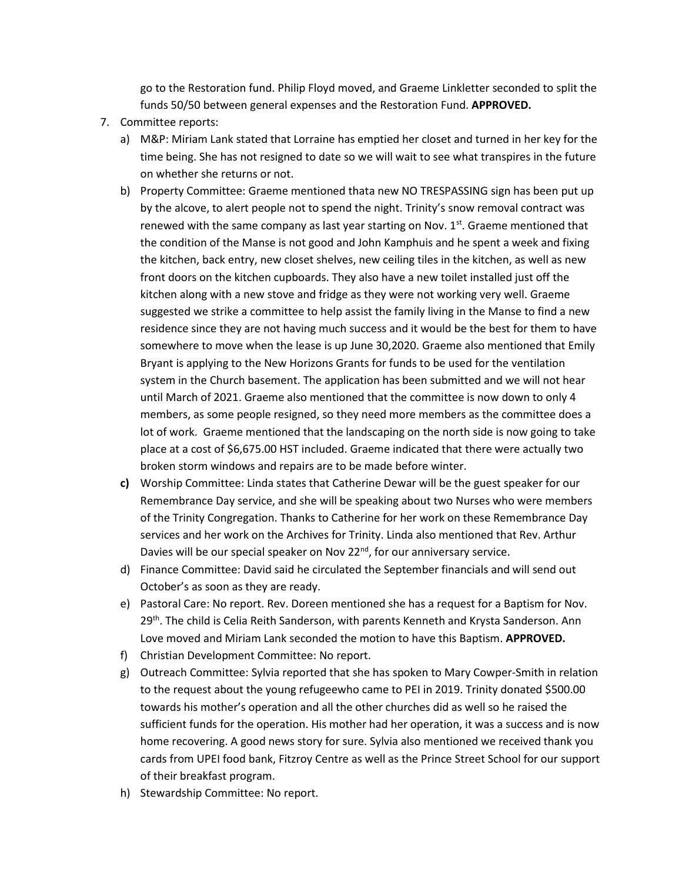go to the Restoration fund. Philip Floyd moved, and Graeme Linkletter seconded to split the funds 50/50 between general expenses and the Restoration Fund. **APPROVED.**

7. Committee reports:
   a) M&P: Miriam Lank stated that Lorraine has emptied her closet and turned in her key for the time being. She has not resigned to date so we will wait to see what transpires in the future on whether she returns or not.
   b) Property Committee: Graeme mentioned thata new NO TRESPASSING sign has been put up by the alcove, to alert people not to spend the night. Trinity's snow removal contract was renewed with the same company as last year starting on Nov. 1st. Graeme mentioned that the condition of the Manse is not good and John Kamphuis and he spent a week and fixing the kitchen, back entry, new closet shelves, new ceiling tiles in the kitchen, as well as new front doors on the kitchen cupboards. They also have a new toilet installed just off the kitchen along with a new stove and fridge as they were not working very well. Graeme suggested we strike a committee to help assist the family living in the Manse to find a new residence since they are not having much success and it would be the best for them to have somewhere to move when the lease is up June 30,2020. Graeme also mentioned that Emily Bryant is applying to the New Horizons Grants for funds to be used for the ventilation system in the Church basement. The application has been submitted and we will not hear until March of 2021. Graeme also mentioned that the committee is now down to only 4 members, as some people resigned, so they need more members as the committee does a lot of work. Graeme mentioned that the landscaping on the north side is now going to take place at a cost of $6,675.00 HST included. Graeme indicated that there were actually two broken storm windows and repairs are to be made before winter.
   **c)** Worship Committee: Linda states that Catherine Dewar will be the guest speaker for our Remembrance Day service, and she will be speaking about two Nurses who were members of the Trinity Congregation. Thanks to Catherine for her work on these Remembrance Day services and her work on the Archives for Trinity. Linda also mentioned that Rev. Arthur Davies will be our special speaker on Nov 22nd, for our anniversary service.
   d) Finance Committee: David said he circulated the September financials and will send out October's as soon as they are ready.
   e) Pastoral Care: No report. Rev. Doreen mentioned she has a request for a Baptism for Nov. 29th. The child is Celia Reith Sanderson, with parents Kenneth and Krysta Sanderson. Ann Love moved and Miriam Lank seconded the motion to have this Baptism. **APPROVED.**
   f) Christian Development Committee: No report.
   g) Outreach Committee: Sylvia reported that she has spoken to Mary Cowper-Smith in relation to the request about the young refugeewho came to PEI in 2019. Trinity donated $500.00 towards his mother's operation and all the other churches did as well so he raised the sufficient funds for the operation. His mother had her operation, it was a success and is now home recovering. A good news story for sure. Sylvia also mentioned we received thank you cards from UPEI food bank, Fitzroy Centre as well as the Prince Street School for our support of their breakfast program.
   h) Stewardship Committee: No report.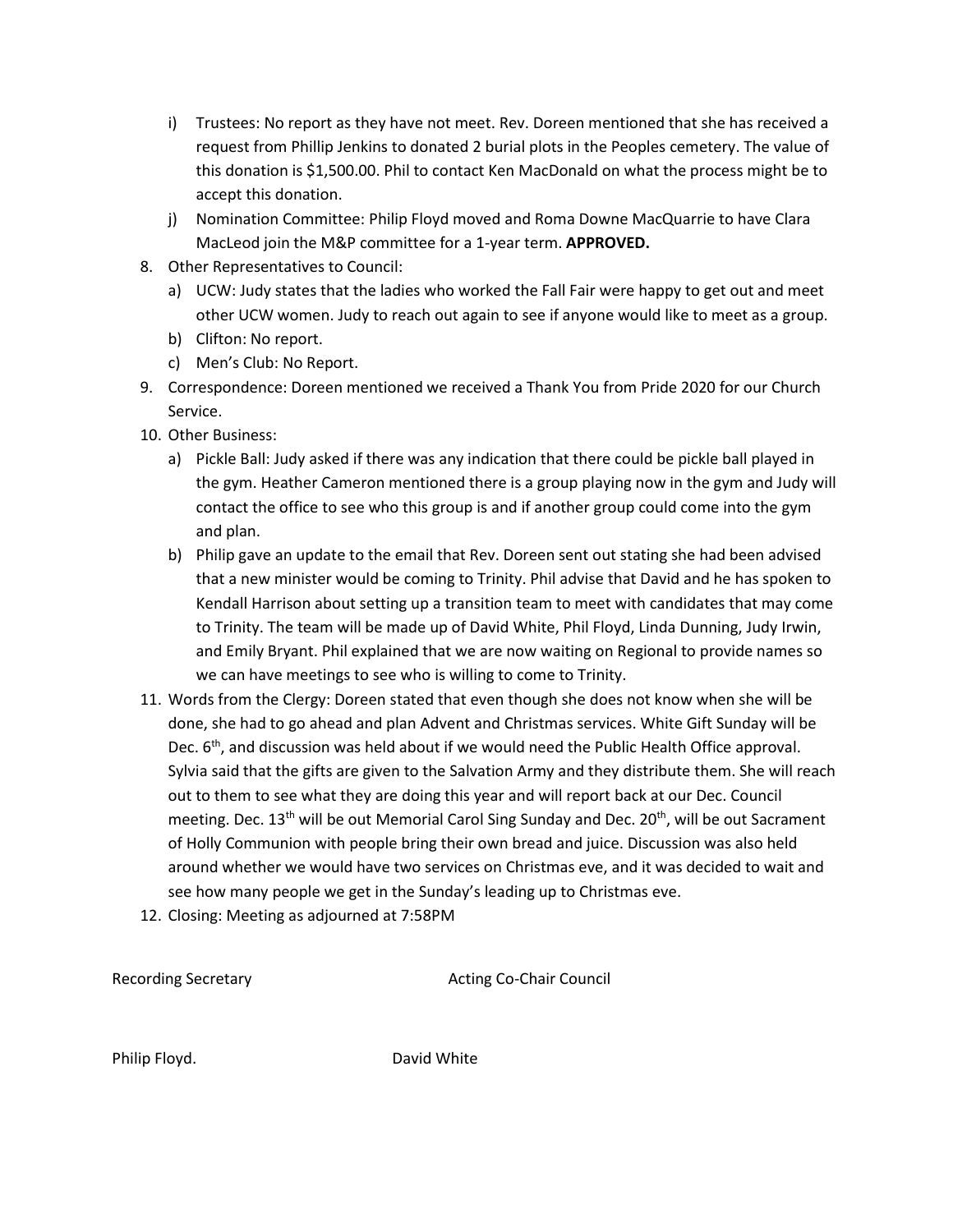i) Trustees: No report as they have not meet. Rev. Doreen mentioned that she has received a request from Phillip Jenkins to donated 2 burial plots in the Peoples cemetery. The value of this donation is $1,500.00. Phil to contact Ken MacDonald on what the process might be to accept this donation.

j) Nomination Committee: Philip Floyd moved and Roma Downe MacQuarrie to have Clara MacLeod join the M&P committee for a 1-year term. **APPROVED.**

8. Other Representatives to Council:
   a) UCW: Judy states that the ladies who worked the Fall Fair were happy to get out and meet other UCW women. Judy to reach out again to see if anyone would like to meet as a group.
   b) Clifton: No report.
   c) Men's Club: No Report.
9. Correspondence: Doreen mentioned we received a Thank You from Pride 2020 for our Church Service.
10. Other Business:
    a) Pickle Ball: Judy asked if there was any indication that there could be pickle ball played in the gym. Heather Cameron mentioned there is a group playing now in the gym and Judy will contact the office to see who this group is and if another group could come into the gym and plan.
    b) Philip gave an update to the email that Rev. Doreen sent out stating she had been advised that a new minister would be coming to Trinity. Phil advise that David and he has spoken to Kendall Harrison about setting up a transition team to meet with candidates that may come to Trinity. The team will be made up of David White, Phil Floyd, Linda Dunning, Judy Irwin, and Emily Bryant. Phil explained that we are now waiting on Regional to provide names so we can have meetings to see who is willing to come to Trinity.
11. Words from the Clergy: Doreen stated that even though she does not know when she will be done, she had to go ahead and plan Advent and Christmas services. White Gift Sunday will be Dec. 6th, and discussion was held about if we would need the Public Health Office approval. Sylvia said that the gifts are given to the Salvation Army and they distribute them. She will reach out to them to see what they are doing this year and will report back at our Dec. Council meeting. Dec. 13th will be out Memorial Carol Sing Sunday and Dec. 20th, will be out Sacrament of Holly Communion with people bring their own bread and juice. Discussion was also held around whether we would have two services on Christmas eve, and it was decided to wait and see how many people we get in the Sunday's leading up to Christmas eve.
12. Closing: Meeting as adjourned at 7:58PM

Recording Secretary — Acting Co-Chair Council

Philip Floyd. — David White